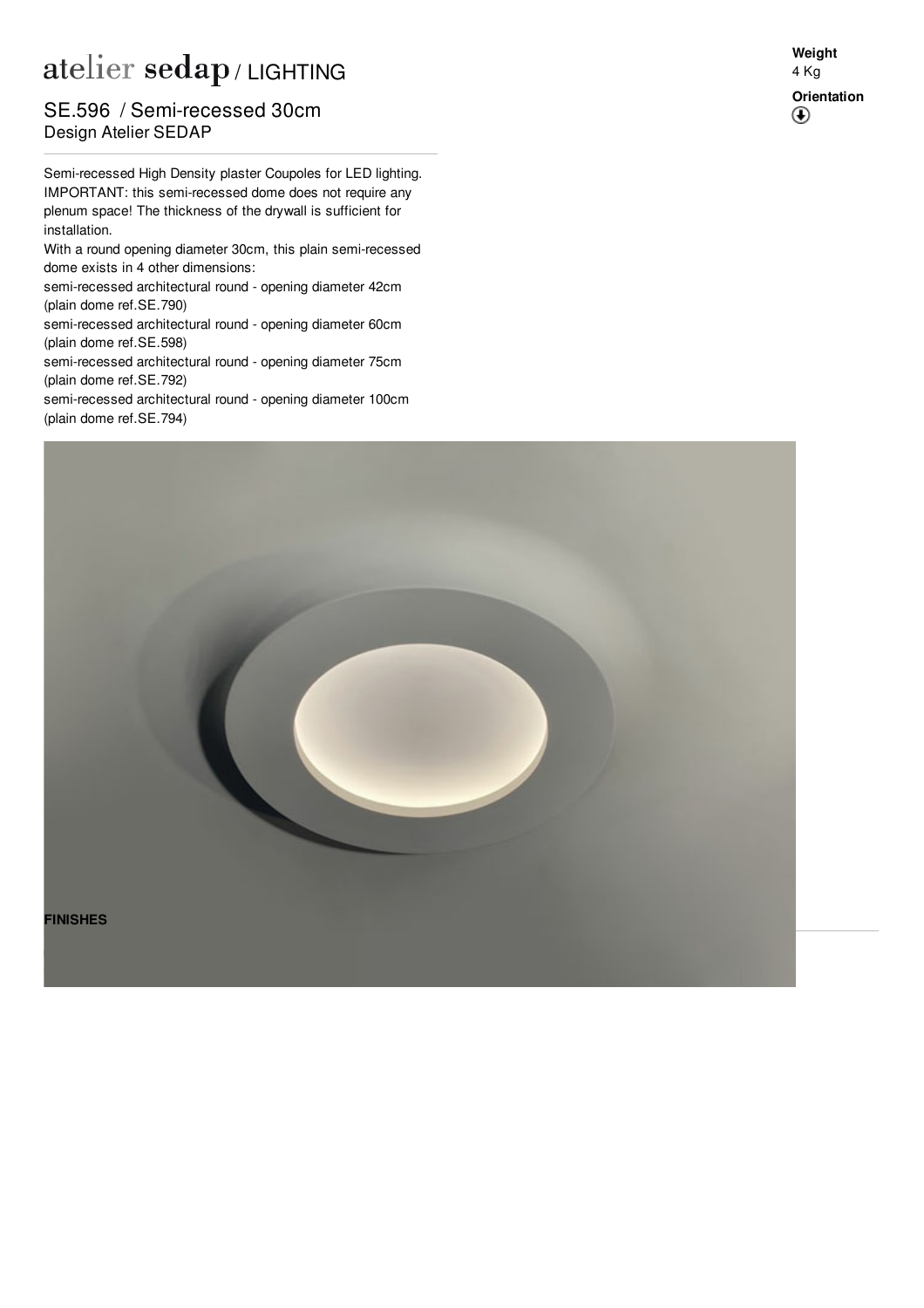# atelier sedap / LIGHTING

## SE.596 / Semi-recessed 30cm

Design Atelier SEDAP

**Weight**
4 Kg

**Orientation**

Semi-recessed High Density plaster Coupoles for LED lighting. IMPORTANT: this semi-recessed dome does not require any plenum space! The thickness of the drywall is sufficient for installation.

With a round opening diameter 30cm, this plain semi-recessed dome exists in 4 other dimensions:

semi-recessed architectural round - opening diameter 42cm (plain dome ref.SE.790)

semi-recessed architectural round - opening diameter 60cm (plain dome ref.SE.598)

semi-recessed architectural round - opening diameter 75cm (plain dome ref.SE.792)

semi-recessed architectural round - opening diameter 100cm (plain dome ref.SE.794)

**FINISHES**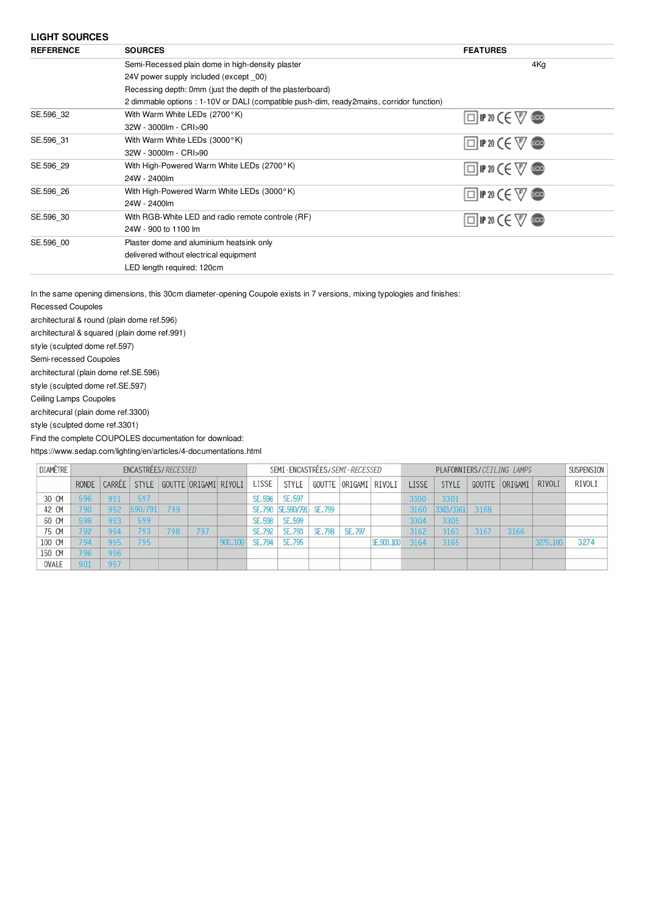## LIGHT SOURCES

| REFERENCE | SOURCES | FEATURES |
|---|---|---|
| | Semi-Recessed plain dome in high-density plaster<br>24V power supply included (except _00)<br>Recessing depth: 0mm (just the depth of the plasterboard)<br>2 dimmable options : 1-10V or DALI (compatible push-dim, ready2mains, corridor function) | 4Kg |
| SE.596_32 | With Warm White LEDs (2700° K)<br>32W - 3000lm - CRI>90 | IP 20 CE ECO |
| SE.596_31 | With Warm White LEDs (3000° K)<br>32W - 3000lm - CRI>90 | IP 20 CE ECO |
| SE.596_29 | With High-Powered Warm White LEDs (2700° K)<br>24W - 2400lm | IP 20 CE ECO |
| SE.596_26 | With High-Powered Warm White LEDs (3000° K)<br>24W - 2400lm | IP 20 CE ECO |
| SE.596_30 | With RGB-White LED and radio remote controle (RF)<br>24W - 900 to 1100 lm | IP 20 CE ECO |
| SE.596_00 | Plaster dome and aluminium heatsink only<br>delivered without electrical equipment<br>LED length required: 120cm | |

In the same opening dimensions, this 30cm diameter-opening Coupole exists in 7 versions, mixing typologies and finishes:

Recessed Coupoles

architectural & round (plain dome ref.596)

architectural & squared (plain dome ref.991)

style (sculpted dome ref.597)

Semi-recessed Coupoles

architectural (plain dome ref.SE.596)

style (sculpted dome ref.SE.597)

Ceiling Lamps Coupoles

architecural (plain dome ref.3300)

style (sculpted dome ref.3301)

Find the complete COUPOLES documentation for download:

https://www.sedap.com/lighting/en/articles/4-documentations.html

| DIAMÈTRE | ENCASTRÉES/*RECESSED* | | | | | | SEMI-ENCASTRÉES/*SEMI-RECESSED* | | | | | PLAFONNIERS/*CEILING LAMPS* | | | | | SUSPENSION |
|---|---|---|---|---|---|---|---|---|---|---|---|---|---|---|---|---|---|
| | RONDE | CARRÉE | STYLE | GOUTTE | ORIGAMI | RIVOLI | LISSE | STYLE | GOUTTE | ORIGAMI | RIVOLI | LISSE | STYLE | GOUTTE | ORIGAMI | RIVOLI | RIVOLI |
| 30 CM | 596 | 991 | 597 | | | | SE.596 | SE.597 | | | | 3300 | 3301 | | | | |
| 42 CM | 790 | 992 | 590/791 | 799 | | | SE.790 | SE.590/791 | SE.799 | | | 3160 | 3303/3161 | 3168 | | | |
| 60 CM | 598 | 993 | 599 | | | | SE.598 | SE.599 | | | | 3304 | 3305 | | | | |
| 75 CM | 792 | 994 | 793 | 798 | 797 | | SE.792 | SE.793 | SE.798 | SE.797 | | 3162 | 3163 | 3167 | 3166 | | |
| 100 CM | 794 | 995 | 795 | | | 900.100 | SE.794 | SE.795 | | | SE.900.100 | 3164 | 3165 | | | 3275.100 | 3274 |
| 150 CM | 796 | 996 | | | | | | | | | | | | | | | |
| OVALE | 901 | 997 | | | | | | | | | | | | | | | |